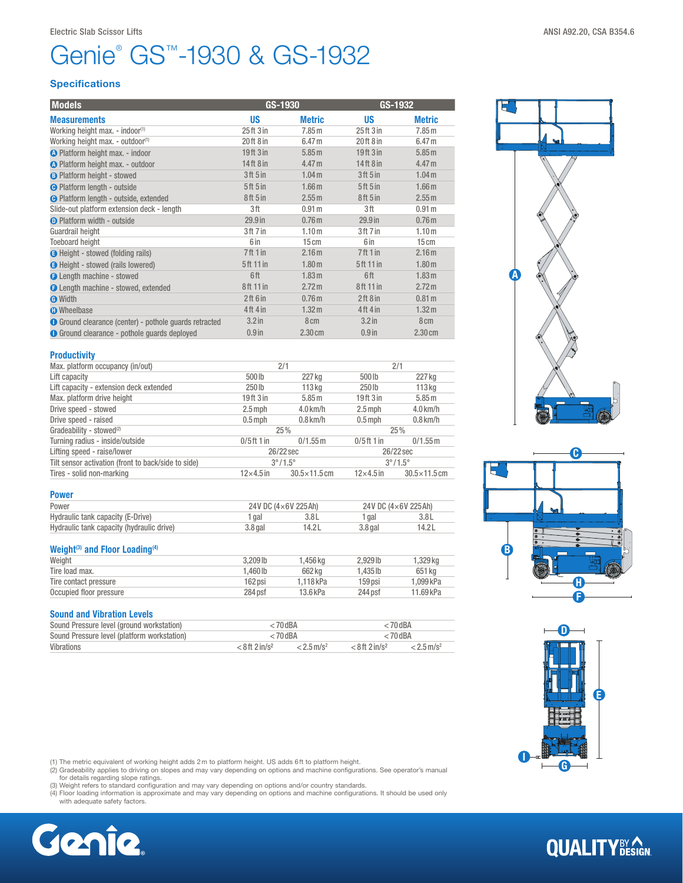Electric Slab Scissor Lifts

ANSI A92.20, CSA B354.6

# Genie® GS™-1930 & GS-1932

## Specifications

| Models | GS-1930 | | GS-1932 | |
|---|---|---|---|---|
| **Measurements** | **US** | **Metric** | **US** | **Metric** |
| Working height max. - indoor[1] | 25 ft 3 in | 7.85 m | 25 ft 3 in | 7.85 m |
| Working height max. - outdoor[1] | 20 ft 8 in | 6.47 m | 20 ft 8 in | 6.47 m |
| A Platform height max. - indoor | 19 ft 3 in | 5.85 m | 19 ft 3 in | 5.85 m |
| A Platform height max. - outdoor | 14 ft 8 in | 4.47 m | 14 ft 8 in | 4.47 m |
| B Platform height - stowed | 3 ft 5 in | 1.04 m | 3 ft 5 in | 1.04 m |
| C Platform length - outside | 5 ft 5 in | 1.66 m | 5 ft 5 in | 1.66 m |
| C Platform length - outside, extended | 8 ft 5 in | 2.55 m | 8 ft 5 in | 2.55 m |
| Slide-out platform extension deck - length | 3 ft | 0.91 m | 3 ft | 0.91 m |
| D Platform width - outside | 29.9 in | 0.76 m | 29.9 in | 0.76 m |
| Guardrail height | 3 ft 7 in | 1.10 m | 3 ft 7 in | 1.10 m |
| Toeboard height | 6 in | 15 cm | 6 in | 15 cm |
| E Height - stowed (folding rails) | 7 ft 1 in | 2.16 m | 7 ft 1 in | 2.16 m |
| E Height - stowed (rails lowered) | 5 ft 11 in | 1.80 m | 5 ft 11 in | 1.80 m |
| F Length machine - stowed | 6 ft | 1.83 m | 6 ft | 1.83 m |
| F Length machine - stowed, extended | 8 ft 11 in | 2.72 m | 8 ft 11 in | 2.72 m |
| G Width | 2 ft 6 in | 0.76 m | 2 ft 8 in | 0.81 m |
| H Wheelbase | 4 ft 4 in | 1.32 m | 4 ft 4 in | 1.32 m |
| I Ground clearance (center) - pothole guards retracted | 3.2 in | 8 cm | 3.2 in | 8 cm |
| I Ground clearance - pothole guards deployed | 0.9 in | 2.30 cm | 0.9 in | 2.30 cm |

### Productivity

| | GS-1930 | | GS-1932 | |
|---|---|---|---|---|
| Max. platform occupancy (in/out) | 2/1 | | 2/1 | |
| Lift capacity | 500 lb | 227 kg | 500 lb | 227 kg |
| Lift capacity - extension deck extended | 250 lb | 113 kg | 250 lb | 113 kg |
| Max. platform drive height | 19 ft 3 in | 5.85 m | 19 ft 3 in | 5.85 m |
| Drive speed - stowed | 2.5 mph | 4.0 km/h | 2.5 mph | 4.0 km/h |
| Drive speed - raised | 0.5 mph | 0.8 km/h | 0.5 mph | 0.8 km/h |
| Gradeability - stowed[2] | 25% | | 25% | |
| Turning radius - inside/outside | 0/5 ft 1 in | 0/1.55 m | 0/5 ft 1 in | 0/1.55 m |
| Lifting speed - raise/lower | 26/22 sec | | 26/22 sec | |
| Tilt sensor activation (front to back/side to side) | 3°/1.5° | | 3°/1.5° | |
| Tires - solid non-marking | 12×4.5 in | 30.5×11.5 cm | 12×4.5 in | 30.5×11.5 cm |

### Power

| | GS-1930 | | GS-1932 | |
|---|---|---|---|---|
| Power | 24V DC (4×6V 225Ah) | | 24V DC (4×6V 225Ah) | |
| Hydraulic tank capacity (E-Drive) | 1 gal | 3.8 L | 1 gal | 3.8 L |
| Hydraulic tank capacity (hydraulic drive) | 3.8 gal | 14.2 L | 3.8 gal | 14.2 L |

### Weight[3] and Floor Loading[4]

| | GS-1930 | | GS-1932 | |
|---|---|---|---|---|
| Weight | 3,209 lb | 1,456 kg | 2,929 lb | 1,329 kg |
| Tire load max. | 1,460 lb | 662 kg | 1,435 lb | 651 kg |
| Tire contact pressure | 162 psi | 1,118 kPa | 159 psi | 1,099 kPa |
| Occupied floor pressure | 284 psf | 13.6 kPa | 244 psf | 11.69 kPa |

### Sound and Vibration Levels

| | GS-1930 | | GS-1932 | |
|---|---|---|---|---|
| Sound Pressure level (ground workstation) | <70 dBA | | <70 dBA | |
| Sound Pressure level (platform workstation) | <70 dBA | | <70 dBA | |
| Vibrations | <8 ft 2 in/s² | <2.5 m/s² | <8 ft 2 in/s² | <2.5 m/s² |

(1) The metric equivalent of working height adds 2 m to platform height. US adds 6 ft to platform height.
(2) Gradeability applies to driving on slopes and may vary depending on options and machine configurations. See operator's manual for details regarding slope ratings.
(3) Weight refers to standard configuration and may vary depending on options and/or country standards.
(4) Floor loading information is approximate and may vary depending on options and machine configurations. It should be used only with adequate safety factors.

Genie. QUALITY BY DESIGN.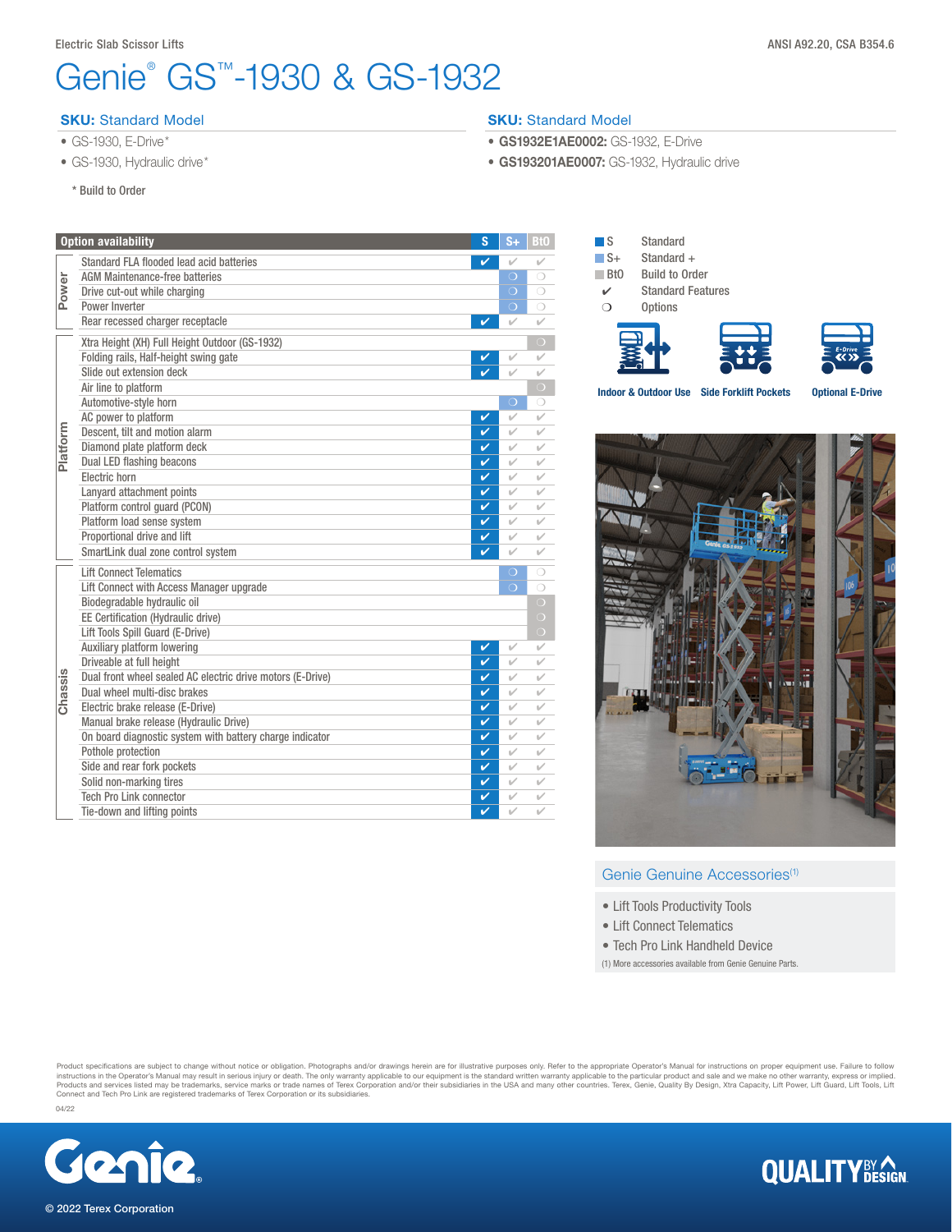Electric Slab Scissor Lifts

ANSI A92.20, CSA B354.6

# Genie® GS™-1930 & GS-1932

## SKU: Standard Model

- GS-1930, E-Drive*
- GS-1930, Hydraulic drive*

\* Build to Order

## SKU: Standard Model

- **GS1932E1AE0002:** GS-1932, E-Drive
- **GS193201AE0007:** GS-1932, Hydraulic drive

| | Option availability | S | S+ | BtO |
|---|---|---|---|---|
| Power | Standard FLA flooded lead acid batteries | ✔ | ✔ | ✔ |
| | AGM Maintenance-free batteries | | ❍ | ❍ |
| | Drive cut-out while charging | | ❍ | ❍ |
| | Power Inverter | | ❍ | ❍ |
| | Rear recessed charger receptacle | ✔ | ✔ | ✔ |
| Platform | Xtra Height (XH) Full Height Outdoor (GS-1932) | | | ❍ |
| | Folding rails, Half-height swing gate | ✔ | ✔ | ✔ |
| | Slide out extension deck | ✔ | ✔ | ✔ |
| | Air line to platform | | | ❍ |
| | Automotive-style horn | | ❍ | ❍ |
| | AC power to platform | ✔ | ✔ | ✔ |
| | Descent, tilt and motion alarm | ✔ | ✔ | ✔ |
| | Diamond plate platform deck | ✔ | ✔ | ✔ |
| | Dual LED flashing beacons | ✔ | ✔ | ✔ |
| | Electric horn | ✔ | ✔ | ✔ |
| | Lanyard attachment points | ✔ | ✔ | ✔ |
| | Platform control guard (PCON) | ✔ | ✔ | ✔ |
| | Platform load sense system | ✔ | ✔ | ✔ |
| | Proportional drive and lift | ✔ | ✔ | ✔ |
| | SmartLink dual zone control system | ✔ | ✔ | ✔ |
| Chassis | Lift Connect Telematics | | ❍ | ❍ |
| | Lift Connect with Access Manager upgrade | | ❍ | ❍ |
| | Biodegradable hydraulic oil | | | ❍ |
| | EE Certification (Hydraulic drive) | | | ❍ |
| | Lift Tools Spill Guard (E-Drive) | | | ❍ |
| | Auxiliary platform lowering | ✔ | ✔ | ✔ |
| | Driveable at full height | ✔ | ✔ | ✔ |
| | Dual front wheel sealed AC electric drive motors (E-Drive) | ✔ | ✔ | ✔ |
| | Dual wheel multi-disc brakes | ✔ | ✔ | ✔ |
| | Electric brake release (E-Drive) | ✔ | ✔ | ✔ |
| | Manual brake release (Hydraulic Drive) | ✔ | ✔ | ✔ |
| | On board diagnostic system with battery charge indicator | ✔ | ✔ | ✔ |
| | Pothole protection | ✔ | ✔ | ✔ |
| | Side and rear fork pockets | ✔ | ✔ | ✔ |
| | Solid non-marking tires | ✔ | ✔ | ✔ |
| | Tech Pro Link connector | ✔ | ✔ | ✔ |
| | Tie-down and lifting points | ✔ | ✔ | ✔ |

- S — Standard
- S+ — Standard +
- BtO — Build to Order
- ✔ — Standard Features
- ❍ — Options

Indoor & Outdoor Use

Side Forklift Pockets

Optional E-Drive

## Genie Genuine Accessories[1]

- Lift Tools Productivity Tools
- Lift Connect Telematics
- Tech Pro Link Handheld Device

(1) More accessories available from Genie Genuine Parts.

Product specifications are subject to change without notice or obligation. Photographs and/or drawings herein are for illustrative purposes only. Refer to the appropriate Operator's Manual for instructions on proper equipment use. Failure to follow instructions in the Operator's Manual may result in serious injury or death. The only warranty applicable to our equipment is the standard written warranty applicable to the particular product and sale and we make no other warranty, express or implied. Products and services listed may be trademarks, service marks or trade names of Terex Corporation and/or their subsidiaries in the USA and many other countries. Terex, Genie, Quality By Design, Xtra Capacity, Lift Power, Lift Guard, Lift Tools, Lift Connect and Tech Pro Link are registered trademarks of Terex Corporation or its subsidiaries.

04/22

© 2022 Terex Corporation